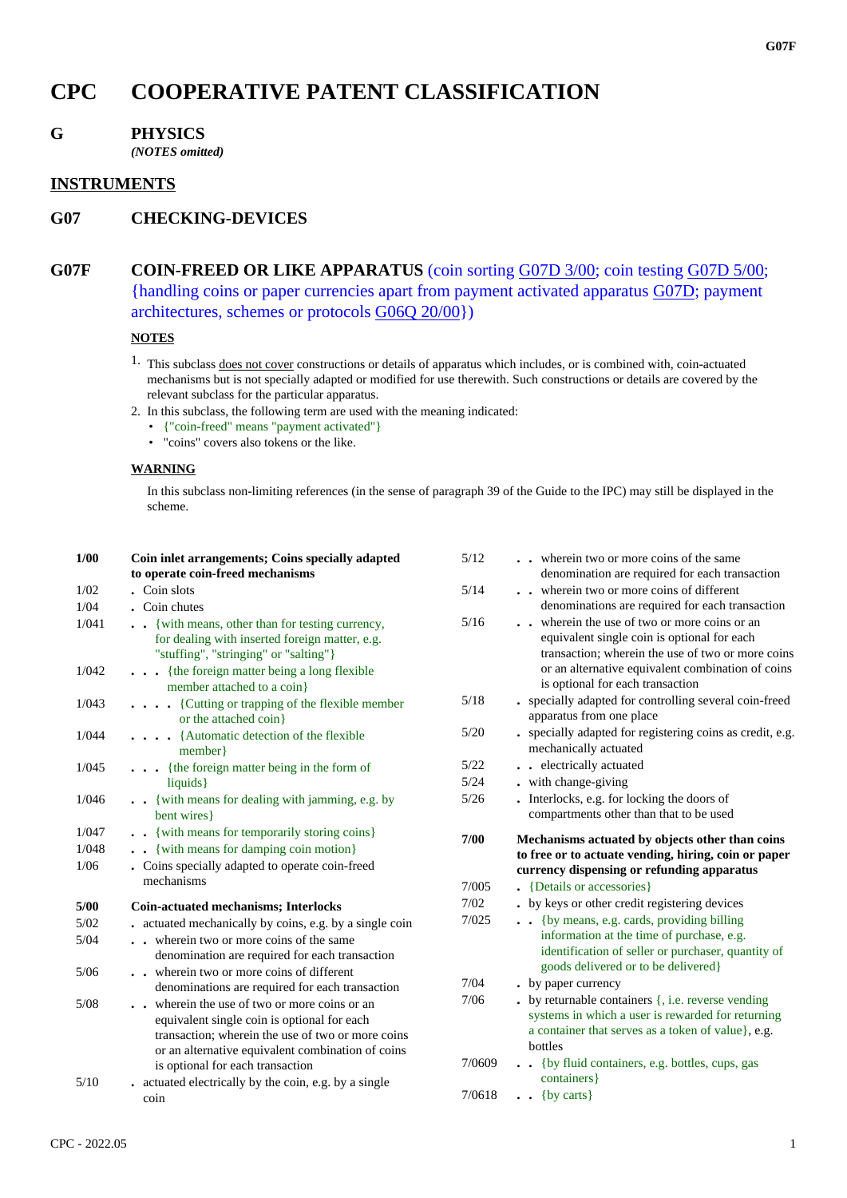# CPC COOPERATIVE PATENT CLASSIFICATION

## G PHYSICS

*(NOTES omitted)*

## INSTRUMENTS

## G07 CHECKING-DEVICES

## G07F COIN-FREED OR LIKE APPARATUS (coin sorting G07D 3/00; coin testing G07D 5/00; {handling coins or paper currencies apart from payment activated apparatus G07D; payment architectures, schemes or protocols G06Q 20/00})

**NOTES**

1. This subclass does not cover constructions or details of apparatus which includes, or is combined with, coin-actuated mechanisms but is not specially adapted or modified for use therewith. Such constructions or details are covered by the relevant subclass for the particular apparatus.
2. In this subclass, the following term are used with the meaning indicated:
   - {"coin-freed" means "payment activated"}
   - "coins" covers also tokens or the like.

**WARNING**

In this subclass non-limiting references (in the sense of paragraph 39 of the Guide to the IPC) may still be displayed in the scheme.

| | |
|---|---|
| **1/00** | **Coin inlet arrangements; Coins specially adapted to operate coin-freed mechanisms** |
| 1/02 | . Coin slots |
| 1/04 | . Coin chutes |
| 1/041 | . . {with means, other than for testing currency, for dealing with inserted foreign matter, e.g. "stuffing", "stringing" or "salting"} |
| 1/042 | . . . {the foreign matter being a long flexible member attached to a coin} |
| 1/043 | . . . . {Cutting or trapping of the flexible member or the attached coin} |
| 1/044 | . . . . {Automatic detection of the flexible member} |
| 1/045 | . . . {the foreign matter being in the form of liquids} |
| 1/046 | . . {with means for dealing with jamming, e.g. by bent wires} |
| 1/047 | . . {with means for temporarily storing coins} |
| 1/048 | . . {with means for damping coin motion} |
| 1/06 | . Coins specially adapted to operate coin-freed mechanisms |
| **5/00** | **Coin-actuated mechanisms; Interlocks** |
| 5/02 | . actuated mechanically by coins, e.g. by a single coin |
| 5/04 | . . wherein two or more coins of the same denomination are required for each transaction |
| 5/06 | . . wherein two or more coins of different denominations are required for each transaction |
| 5/08 | . . wherein the use of two or more coins or an equivalent single coin is optional for each transaction; wherein the use of two or more coins or an alternative equivalent combination of coins is optional for each transaction |
| 5/10 | . actuated electrically by the coin, e.g. by a single coin |
| 5/12 | . . wherein two or more coins of the same denomination are required for each transaction |
| 5/14 | . . wherein two or more coins of different denominations are required for each transaction |
| 5/16 | . . wherein the use of two or more coins or an equivalent single coin is optional for each transaction; wherein the use of two or more coins or an alternative equivalent combination of coins is optional for each transaction |
| 5/18 | . specially adapted for controlling several coin-freed apparatus from one place |
| 5/20 | . specially adapted for registering coins as credit, e.g. mechanically actuated |
| 5/22 | . . electrically actuated |
| 5/24 | . with change-giving |
| 5/26 | . Interlocks, e.g. for locking the doors of compartments other than that to be used |
| **7/00** | **Mechanisms actuated by objects other than coins to free or to actuate vending, hiring, coin or paper currency dispensing or refunding apparatus** |
| 7/005 | . {Details or accessories} |
| 7/02 | . by keys or other credit registering devices |
| 7/025 | . . {by means, e.g. cards, providing billing information at the time of purchase, e.g. identification of seller or purchaser, quantity of goods delivered or to be delivered} |
| 7/04 | . by paper currency |
| 7/06 | . by returnable containers {, i.e. reverse vending systems in which a user is rewarded for returning a container that serves as a token of value}, e.g. bottles |
| 7/0609 | . . {by fluid containers, e.g. bottles, cups, gas containers} |
| 7/0618 | . . {by carts} |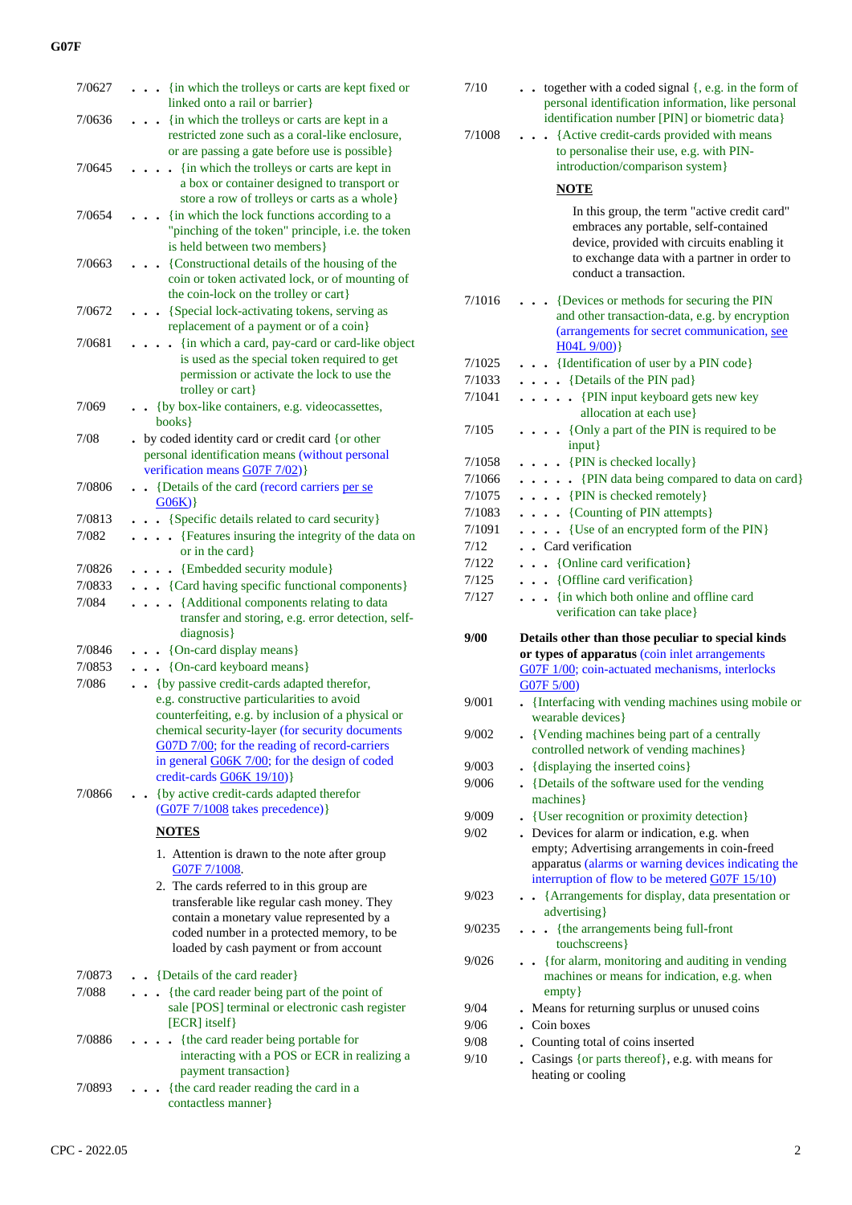7/0627 . . . {in which the trolleys or carts are kept fixed or linked onto a rail or barrier}

7/0636 . . . {in which the trolleys or carts are kept in a restricted zone such as a coral-like enclosure, or are passing a gate before use is possible}

7/0645 . . . . {in which the trolleys or carts are kept in a box or container designed to transport or store a row of trolleys or carts as a whole}

7/0654 . . . {in which the lock functions according to a "pinching of the token" principle, i.e. the token is held between two members}

7/0663 . . . {Constructional details of the housing of the coin or token activated lock, or of mounting of the coin-lock on the trolley or cart}

7/0672 . . . {Special lock-activating tokens, serving as replacement of a payment or of a coin}

7/0681 . . . . {in which a card, pay-card or card-like object is used as the special token required to get permission or activate the lock to use the trolley or cart}

7/069 . . {by box-like containers, e.g. videocassettes, books}

7/08 . by coded identity card or credit card {or other personal identification means (without personal verification means G07F 7/02)}

7/0806 . . {Details of the card (record carriers per se G06K)}

7/0813 . . . {Specific details related to card security}

7/082 . . . . {Features insuring the integrity of the data on or in the card}

7/0826 . . . . {Embedded security module}

7/0833 . . . {Card having specific functional components}

7/084 . . . . {Additional components relating to data transfer and storing, e.g. error detection, self-diagnosis}

7/0846 . . . {On-card display means}

7/0853 . . . {On-card keyboard means}

7/086 . . {by passive credit-cards adapted therefor, e.g. constructive particularities to avoid counterfeiting, e.g. by inclusion of a physical or chemical security-layer (for security documents G07D 7/00; for the reading of record-carriers in general G06K 7/00; for the design of coded credit-cards G06K 19/10)}

7/0866 . . {by active credit-cards adapted therefor (G07F 7/1008 takes precedence)}

**NOTES**

1. Attention is drawn to the note after group G07F 7/1008.
2. The cards referred to in this group are transferable like regular cash money. They contain a monetary value represented by a coded number in a protected memory, to be loaded by cash payment or from account

7/0873 . . {Details of the card reader}

7/088 . . . {the card reader being part of the point of sale [POS] terminal or electronic cash register [ECR] itself}

7/0886 . . . . {the card reader being portable for interacting with a POS or ECR in realizing a payment transaction}

7/0893 . . . {the card reader reading the card in a contactless manner}

7/10 . . together with a coded signal {, e.g. in the form of personal identification information, like personal identification number [PIN] or biometric data}

7/1008 . . . {Active credit-cards provided with means to personalise their use, e.g. with PIN-introduction/comparison system}

**NOTE**

In this group, the term "active credit card" embraces any portable, self-contained device, provided with circuits enabling it to exchange data with a partner in order to conduct a transaction.

7/1016 . . . {Devices or methods for securing the PIN and other transaction-data, e.g. by encryption (arrangements for secret communication, see H04L 9/00)}

7/1025 . . . {Identification of user by a PIN code}

7/1033 . . . . {Details of the PIN pad}

7/1041 . . . . . {PIN input keyboard gets new key allocation at each use}

7/105 . . . . {Only a part of the PIN is required to be input}

7/1058 . . . . {PIN is checked locally}

7/1066 . . . . . {PIN data being compared to data on card}

7/1075 . . . . {PIN is checked remotely}

7/1083 . . . . {Counting of PIN attempts}

7/1091 . . . . {Use of an encrypted form of the PIN}

7/12 . . Card verification

7/122 . . . {Online card verification}

7/125 . . . {Offline card verification}

7/127 . . . {in which both online and offline card verification can take place}

**9/00 Details other than those peculiar to special kinds or types of apparatus** (coin inlet arrangements G07F 1/00; coin-actuated mechanisms, interlocks G07F 5/00)

9/001 . {Interfacing with vending machines using mobile or wearable devices}

9/002 . {Vending machines being part of a centrally controlled network of vending machines}

9/003 . {displaying the inserted coins}

9/006 . {Details of the software used for the vending machines}

9/009 . {User recognition or proximity detection}

9/02 . Devices for alarm or indication, e.g. when empty; Advertising arrangements in coin-freed apparatus (alarms or warning devices indicating the interruption of flow to be metered G07F 15/10)

9/023 . . {Arrangements for display, data presentation or advertising}

9/0235 . . . {the arrangements being full-front touchscreens}

9/026 . . {for alarm, monitoring and auditing in vending machines or means for indication, e.g. when empty}

9/04 . Means for returning surplus or unused coins

9/06 . Coin boxes

9/08 . Counting total of coins inserted

9/10 . Casings {or parts thereof}, e.g. with means for heating or cooling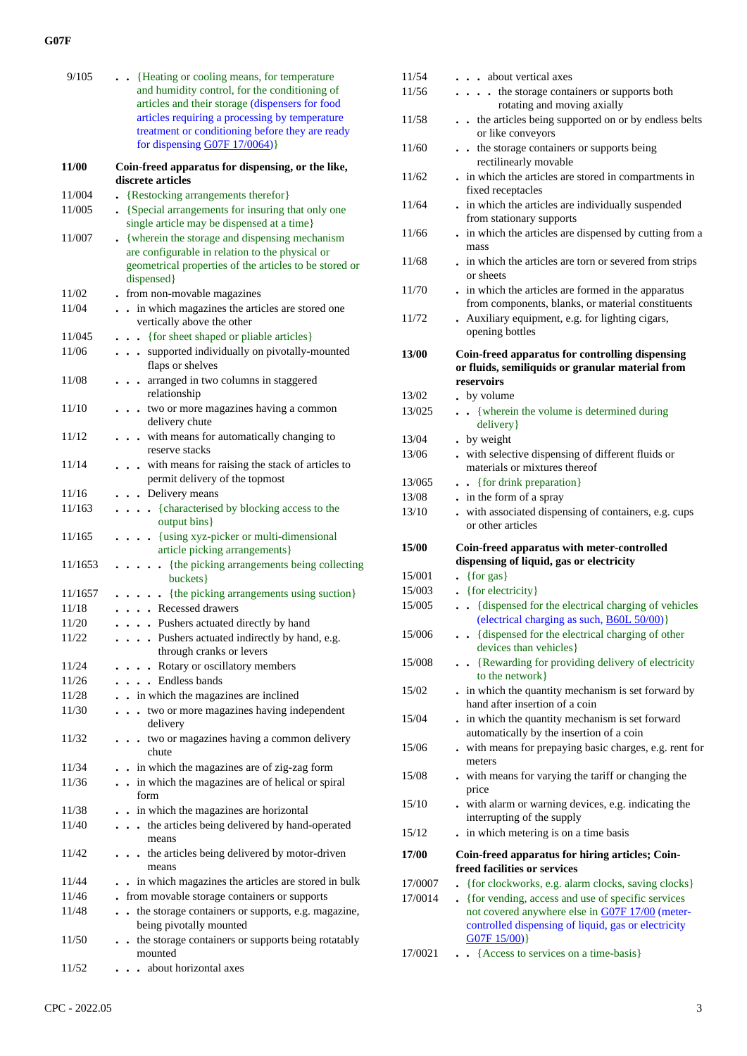| | |
|---|---|
| 9/105 | . . {Heating or cooling means, for temperature and humidity control, for the conditioning of articles and their storage (dispensers for food articles requiring a processing by temperature treatment or conditioning before they are ready for dispensing G07F 17/0064)} |
| **11/00** | **Coin-freed apparatus for dispensing, or the like, discrete articles** |
| 11/004 | . {Restocking arrangements therefor} |
| 11/005 | . {Special arrangements for insuring that only one single article may be dispensed at a time} |
| 11/007 | . {wherein the storage and dispensing mechanism are configurable in relation to the physical or geometrical properties of the articles to be stored or dispensed} |
| 11/02 | . from non-movable magazines |
| 11/04 | . . in which magazines the articles are stored one vertically above the other |
| 11/045 | . . . {for sheet shaped or pliable articles} |
| 11/06 | . . . supported individually on pivotally-mounted flaps or shelves |
| 11/08 | . . . arranged in two columns in staggered relationship |
| 11/10 | . . . two or more magazines having a common delivery chute |
| 11/12 | . . . with means for automatically changing to reserve stacks |
| 11/14 | . . . with means for raising the stack of articles to permit delivery of the topmost |
| 11/16 | . . . Delivery means |
| 11/163 | . . . . {characterised by blocking access to the output bins} |
| 11/165 | . . . . {using xyz-picker or multi-dimensional article picking arrangements} |
| 11/1653 | . . . . . {the picking arrangements being collecting buckets} |
| 11/1657 | . . . . . {the picking arrangements using suction} |
| 11/18 | . . . . Recessed drawers |
| 11/20 | . . . . Pushers actuated directly by hand |
| 11/22 | . . . . Pushers actuated indirectly by hand, e.g. through cranks or levers |
| 11/24 | . . . . Rotary or oscillatory members |
| 11/26 | . . . . Endless bands |
| 11/28 | . . in which the magazines are inclined |
| 11/30 | . . . two or more magazines having independent delivery |
| 11/32 | . . . two or magazines having a common delivery chute |
| 11/34 | . . in which the magazines are of zig-zag form |
| 11/36 | . . in which the magazines are of helical or spiral form |
| 11/38 | . . in which the magazines are horizontal |
| 11/40 | . . . the articles being delivered by hand-operated means |
| 11/42 | . . . the articles being delivered by motor-driven means |
| 11/44 | . . in which magazines the articles are stored in bulk |
| 11/46 | . from movable storage containers or supports |
| 11/48 | . . the storage containers or supports, e.g. magazine, being pivotally mounted |
| 11/50 | . . the storage containers or supports being rotatably mounted |
| 11/52 | . . . about horizontal axes |
| 11/54 | . . . about vertical axes |
| 11/56 | . . . . the storage containers or supports both rotating and moving axially |
| 11/58 | . . the articles being supported on or by endless belts or like conveyors |
| 11/60 | . . the storage containers or supports being rectilinearly movable |
| 11/62 | . in which the articles are stored in compartments in fixed receptacles |
| 11/64 | . in which the articles are individually suspended from stationary supports |
| 11/66 | . in which the articles are dispensed by cutting from a mass |
| 11/68 | . in which the articles are torn or severed from strips or sheets |
| 11/70 | . in which the articles are formed in the apparatus from components, blanks, or material constituents |
| 11/72 | . Auxiliary equipment, e.g. for lighting cigars, opening bottles |
| **13/00** | **Coin-freed apparatus for controlling dispensing or fluids, semiliquids or granular material from reservoirs** |
| 13/02 | . by volume |
| 13/025 | . . {wherein the volume is determined during delivery} |
| 13/04 | . by weight |
| 13/06 | . with selective dispensing of different fluids or materials or mixtures thereof |
| 13/065 | . . {for drink preparation} |
| 13/08 | . in the form of a spray |
| 13/10 | . with associated dispensing of containers, e.g. cups or other articles |
| **15/00** | **Coin-freed apparatus with meter-controlled dispensing of liquid, gas or electricity** |
| 15/001 | . {for gas} |
| 15/003 | . {for electricity} |
| 15/005 | . . {dispensed for the electrical charging of vehicles (electrical charging as such, B60L 50/00)} |
| 15/006 | . . {dispensed for the electrical charging of other devices than vehicles} |
| 15/008 | . . {Rewarding for providing delivery of electricity to the network} |
| 15/02 | . in which the quantity mechanism is set forward by hand after insertion of a coin |
| 15/04 | . in which the quantity mechanism is set forward automatically by the insertion of a coin |
| 15/06 | . with means for prepaying basic charges, e.g. rent for meters |
| 15/08 | . with means for varying the tariff or changing the price |
| 15/10 | . with alarm or warning devices, e.g. indicating the interrupting of the supply |
| 15/12 | . in which metering is on a time basis |
| **17/00** | **Coin-freed apparatus for hiring articles; Coin-freed facilities or services** |
| 17/0007 | . {for clockworks, e.g. alarm clocks, saving clocks} |
| 17/0014 | . {for vending, access and use of specific services not covered anywhere else in G07F 17/00 (meter-controlled dispensing of liquid, gas or electricity G07F 15/00)} |
| 17/0021 | . . {Access to services on a time-basis} |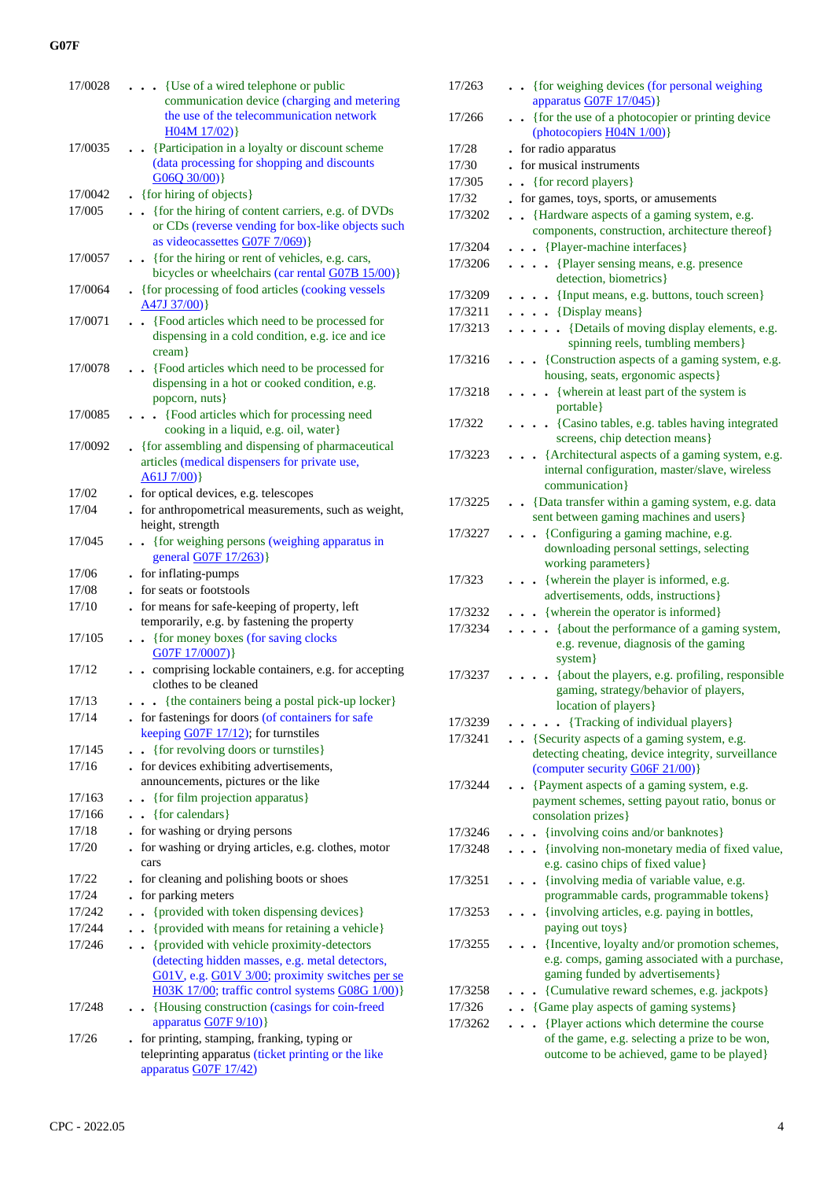| | |
|---|---|
| 17/0028 | . . . {Use of a wired telephone or public communication device (charging and metering the use of the telecommunication network H04M 17/02)} |
| 17/0035 | . . {Participation in a loyalty or discount scheme (data processing for shopping and discounts G06Q 30/00)} |
| 17/0042 | . {for hiring of objects} |
| 17/005 | . . {for the hiring of content carriers, e.g. of DVDs or CDs (reverse vending for box-like objects such as videocassettes G07F 7/069)} |
| 17/0057 | . . {for the hiring or rent of vehicles, e.g. cars, bicycles or wheelchairs (car rental G07B 15/00)} |
| 17/0064 | . {for processing of food articles (cooking vessels A47J 37/00)} |
| 17/0071 | . . {Food articles which need to be processed for dispensing in a cold condition, e.g. ice and ice cream} |
| 17/0078 | . . {Food articles which need to be processed for dispensing in a hot or cooked condition, e.g. popcorn, nuts} |
| 17/0085 | . . . {Food articles which for processing need cooking in a liquid, e.g. oil, water} |
| 17/0092 | . {for assembling and dispensing of pharmaceutical articles (medical dispensers for private use, A61J 7/00)} |
| 17/02 | . for optical devices, e.g. telescopes |
| 17/04 | . for anthropometrical measurements, such as weight, height, strength |
| 17/045 | . . {for weighing persons (weighing apparatus in general G07F 17/263)} |
| 17/06 | . for inflating-pumps |
| 17/08 | . for seats or footstools |
| 17/10 | . for means for safe-keeping of property, left temporarily, e.g. by fastening the property |
| 17/105 | . . {for money boxes (for saving clocks G07F 17/0007)} |
| 17/12 | . . comprising lockable containers, e.g. for accepting clothes to be cleaned |
| 17/13 | . . . {the containers being a postal pick-up locker} |
| 17/14 | . for fastenings for doors (of containers for safe keeping G07F 17/12); for turnstiles |
| 17/145 | . . {for revolving doors or turnstiles} |
| 17/16 | . for devices exhibiting advertisements, announcements, pictures or the like |
| 17/163 | . . {for film projection apparatus} |
| 17/166 | . . {for calendars} |
| 17/18 | . for washing or drying persons |
| 17/20 | . for washing or drying articles, e.g. clothes, motor cars |
| 17/22 | . for cleaning and polishing boots or shoes |
| 17/24 | . for parking meters |
| 17/242 | . . {provided with token dispensing devices} |
| 17/244 | . . {provided with means for retaining a vehicle} |
| 17/246 | . . {provided with vehicle proximity-detectors (detecting hidden masses, e.g. metal detectors, G01V, e.g. G01V 3/00; proximity switches per se H03K 17/00; traffic control systems G08G 1/00)} |
| 17/248 | . . {Housing construction (casings for coin-freed apparatus G07F 9/10)} |
| 17/26 | . for printing, stamping, franking, typing or teleprinting apparatus (ticket printing or the like apparatus G07F 17/42) |
| 17/263 | . . {for weighing devices (for personal weighing apparatus G07F 17/045)} |
| 17/266 | . . {for the use of a photocopier or printing device (photocopiers H04N 1/00)} |
| 17/28 | . for radio apparatus |
| 17/30 | . for musical instruments |
| 17/305 | . . {for record players} |
| 17/32 | . for games, toys, sports, or amusements |
| 17/3202 | . . {Hardware aspects of a gaming system, e.g. components, construction, architecture thereof} |
| 17/3204 | . . . {Player-machine interfaces} |
| 17/3206 | . . . . {Player sensing means, e.g. presence detection, biometrics} |
| 17/3209 | . . . . {Input means, e.g. buttons, touch screen} |
| 17/3211 | . . . . {Display means} |
| 17/3213 | . . . . . {Details of moving display elements, e.g. spinning reels, tumbling members} |
| 17/3216 | . . . {Construction aspects of a gaming system, e.g. housing, seats, ergonomic aspects} |
| 17/3218 | . . . . {wherein at least part of the system is portable} |
| 17/322 | . . . . {Casino tables, e.g. tables having integrated screens, chip detection means} |
| 17/3223 | . . . {Architectural aspects of a gaming system, e.g. internal configuration, master/slave, wireless communication} |
| 17/3225 | . . {Data transfer within a gaming system, e.g. data sent between gaming machines and users} |
| 17/3227 | . . . {Configuring a gaming machine, e.g. downloading personal settings, selecting working parameters} |
| 17/323 | . . . {wherein the player is informed, e.g. advertisements, odds, instructions} |
| 17/3232 | . . . {wherein the operator is informed} |
| 17/3234 | . . . . {about the performance of a gaming system, e.g. revenue, diagnosis of the gaming system} |
| 17/3237 | . . . . {about the players, e.g. profiling, responsible gaming, strategy/behavior of players, location of players} |
| 17/3239 | . . . . . {Tracking of individual players} |
| 17/3241 | . . {Security aspects of a gaming system, e.g. detecting cheating, device integrity, surveillance (computer security G06F 21/00)} |
| 17/3244 | . . {Payment aspects of a gaming system, e.g. payment schemes, setting payout ratio, bonus or consolation prizes} |
| 17/3246 | . . . {involving coins and/or banknotes} |
| 17/3248 | . . . {involving non-monetary media of fixed value, e.g. casino chips of fixed value} |
| 17/3251 | . . . {involving media of variable value, e.g. programmable cards, programmable tokens} |
| 17/3253 | . . . {involving articles, e.g. paying in bottles, paying out toys} |
| 17/3255 | . . . {Incentive, loyalty and/or promotion schemes, e.g. comps, gaming associated with a purchase, gaming funded by advertisements} |
| 17/3258 | . . . {Cumulative reward schemes, e.g. jackpots} |
| 17/326 | . . {Game play aspects of gaming systems} |
| 17/3262 | . . . {Player actions which determine the course of the game, e.g. selecting a prize to be won, outcome to be achieved, game to be played} |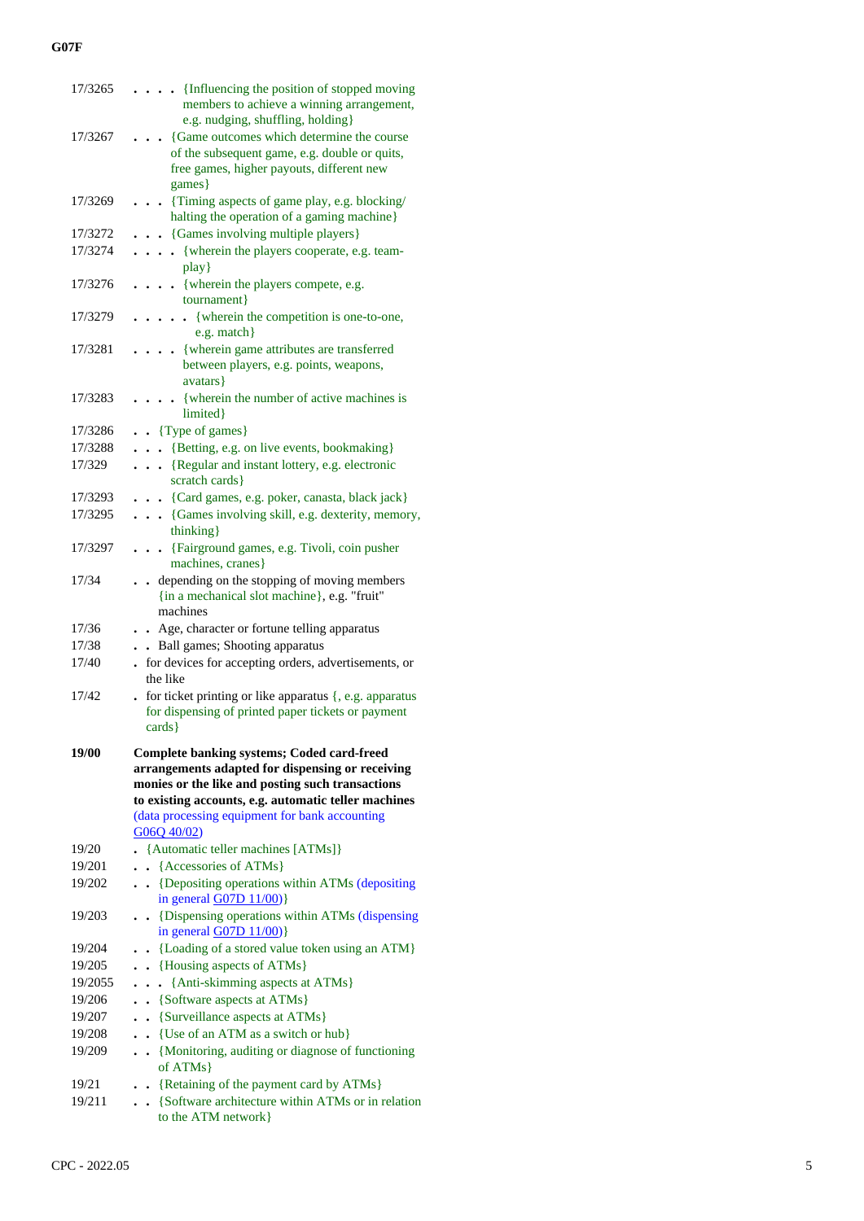| | |
|---|---|
| 17/3265 | . . . . {Influencing the position of stopped moving members to achieve a winning arrangement, e.g. nudging, shuffling, holding} |
| 17/3267 | . . . {Game outcomes which determine the course of the subsequent game, e.g. double or quits, free games, higher payouts, different new games} |
| 17/3269 | . . . {Timing aspects of game play, e.g. blocking/ halting the operation of a gaming machine} |
| 17/3272 | . . . {Games involving multiple players} |
| 17/3274 | . . . . {wherein the players cooperate, e.g. team-play} |
| 17/3276 | . . . . {wherein the players compete, e.g. tournament} |
| 17/3279 | . . . . . {wherein the competition is one-to-one, e.g. match} |
| 17/3281 | . . . . {wherein game attributes are transferred between players, e.g. points, weapons, avatars} |
| 17/3283 | . . . . {wherein the number of active machines is limited} |
| 17/3286 | . . {Type of games} |
| 17/3288 | . . . {Betting, e.g. on live events, bookmaking} |
| 17/329 | . . . {Regular and instant lottery, e.g. electronic scratch cards} |
| 17/3293 | . . . {Card games, e.g. poker, canasta, black jack} |
| 17/3295 | . . . {Games involving skill, e.g. dexterity, memory, thinking} |
| 17/3297 | . . . {Fairground games, e.g. Tivoli, coin pusher machines, cranes} |
| 17/34 | . . depending on the stopping of moving members {in a mechanical slot machine}, e.g. "fruit" machines |
| 17/36 | . . Age, character or fortune telling apparatus |
| 17/38 | . . Ball games; Shooting apparatus |
| 17/40 | . for devices for accepting orders, advertisements, or the like |
| 17/42 | . for ticket printing or like apparatus {, e.g. apparatus for dispensing of printed paper tickets or payment cards} |
| **19/00** | **Complete banking systems; Coded card-freed arrangements adapted for dispensing or receiving monies or the like and posting such transactions to existing accounts, e.g. automatic teller machines** (data processing equipment for bank accounting G06Q 40/02) |
| 19/20 | . {Automatic teller machines [ATMs]} |
| 19/201 | . . {Accessories of ATMs} |
| 19/202 | . . {Depositing operations within ATMs (depositing in general G07D 11/00)} |
| 19/203 | . . {Dispensing operations within ATMs (dispensing in general G07D 11/00)} |
| 19/204 | . . {Loading of a stored value token using an ATM} |
| 19/205 | . . {Housing aspects of ATMs} |
| 19/2055 | . . . {Anti-skimming aspects at ATMs} |
| 19/206 | . . {Software aspects at ATMs} |
| 19/207 | . . {Surveillance aspects at ATMs} |
| 19/208 | . . {Use of an ATM as a switch or hub} |
| 19/209 | . . {Monitoring, auditing or diagnose of functioning of ATMs} |
| 19/21 | . . {Retaining of the payment card by ATMs} |
| 19/211 | . . {Software architecture within ATMs or in relation to the ATM network} |